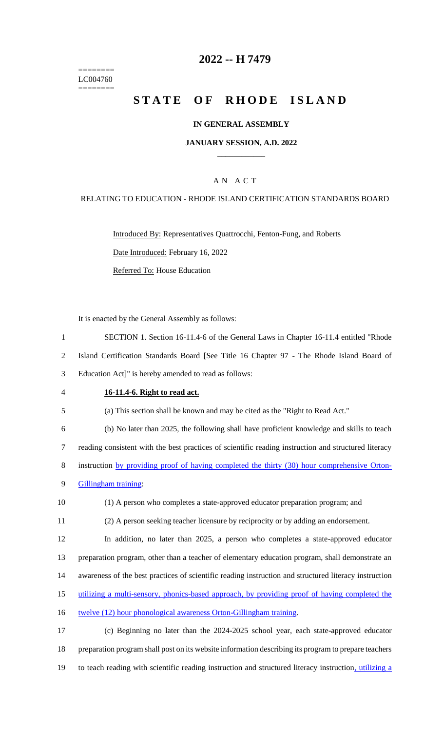========
LC004760
========

# 2022 -- H 7479

# STATE OF RHODE ISLAND

### IN GENERAL ASSEMBLY

### JANUARY SESSION, A.D. 2022

---

## A N A C T

### RELATING TO EDUCATION - RHODE ISLAND CERTIFICATION STANDARDS BOARD

Introduced By: Representatives Quattrocchi, Fenton-Fung, and Roberts

Date Introduced: February 16, 2022

Referred To: House Education

It is enacted by the General Assembly as follows:

1 SECTION 1. Section 16-11.4-6 of the General Laws in Chapter 16-11.4 entitled "Rhode
2 Island Certification Standards Board [See Title 16 Chapter 97 - The Rhode Island Board of
3 Education Act]" is hereby amended to read as follows:

4 **16-11.4-6. Right to read act.**

5 (a) This section shall be known and may be cited as the "Right to Read Act."

6 (b) No later than 2025, the following shall have proficient knowledge and skills to teach
7 reading consistent with the best practices of scientific reading instruction and structured literacy
8 instruction by providing proof of having completed the thirty (30) hour comprehensive Orton-
9 Gillingham training:

10 (1) A person who completes a state-approved educator preparation program; and

11 (2) A person seeking teacher licensure by reciprocity or by adding an endorsement.

12 In addition, no later than 2025, a person who completes a state-approved educator
13 preparation program, other than a teacher of elementary education program, shall demonstrate an
14 awareness of the best practices of scientific reading instruction and structured literacy instruction
15 utilizing a multi-sensory, phonics-based approach, by providing proof of having completed the
16 twelve (12) hour phonological awareness Orton-Gillingham training.

17 (c) Beginning no later than the 2024-2025 school year, each state-approved educator
18 preparation program shall post on its website information describing its program to prepare teachers
19 to teach reading with scientific reading instruction and structured literacy instruction, utilizing a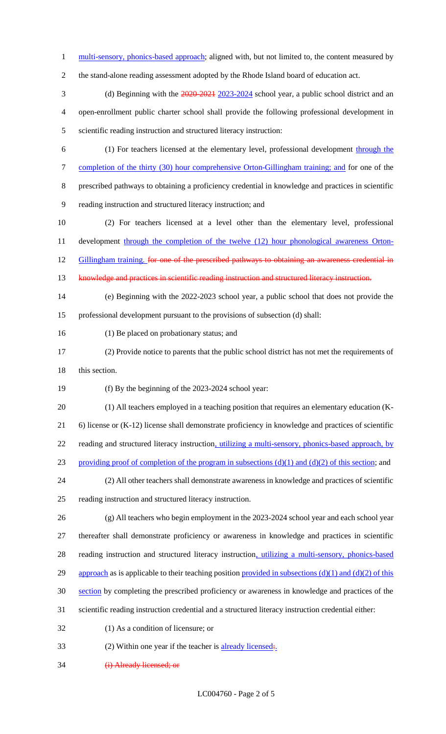multi-sensory, phonics-based approach; aligned with, but not limited to, the content measured by the stand-alone reading assessment adopted by the Rhode Island board of education act.

(d) Beginning with the ~~2020-2021~~ 2023-2024 school year, a public school district and an open-enrollment public charter school shall provide the following professional development in scientific reading instruction and structured literacy instruction:

(1) For teachers licensed at the elementary level, professional development through the completion of the thirty (30) hour comprehensive Orton-Gillingham training; and for one of the prescribed pathways to obtaining a proficiency credential in knowledge and practices in scientific reading instruction and structured literacy instruction; and

(2) For teachers licensed at a level other than the elementary level, professional development through the completion of the twelve (12) hour phonological awareness Orton-Gillingham training. ~~for one of the prescribed pathways to obtaining an awareness credential in knowledge and practices in scientific reading instruction and structured literacy instruction.~~

(e) Beginning with the 2022-2023 school year, a public school that does not provide the professional development pursuant to the provisions of subsection (d) shall:

(1) Be placed on probationary status; and

(2) Provide notice to parents that the public school district has not met the requirements of this section.

(f) By the beginning of the 2023-2024 school year:

(1) All teachers employed in a teaching position that requires an elementary education (K-6) license or (K-12) license shall demonstrate proficiency in knowledge and practices of scientific reading and structured literacy instruction, utilizing a multi-sensory, phonics-based approach, by providing proof of completion of the program in subsections (d)(1) and (d)(2) of this section; and

(2) All other teachers shall demonstrate awareness in knowledge and practices of scientific reading instruction and structured literacy instruction.

(g) All teachers who begin employment in the 2023-2024 school year and each school year thereafter shall demonstrate proficiency or awareness in knowledge and practices in scientific reading instruction and structured literacy instruction, utilizing a multi-sensory, phonics-based approach as is applicable to their teaching position provided in subsections (d)(1) and (d)(2) of this section by completing the prescribed proficiency or awareness in knowledge and practices of the scientific reading instruction credential and a structured literacy instruction credential either:

(1) As a condition of licensure; or

(2) Within one year if the teacher is already licensed~~:~~.

~~(i) Already licensed; or~~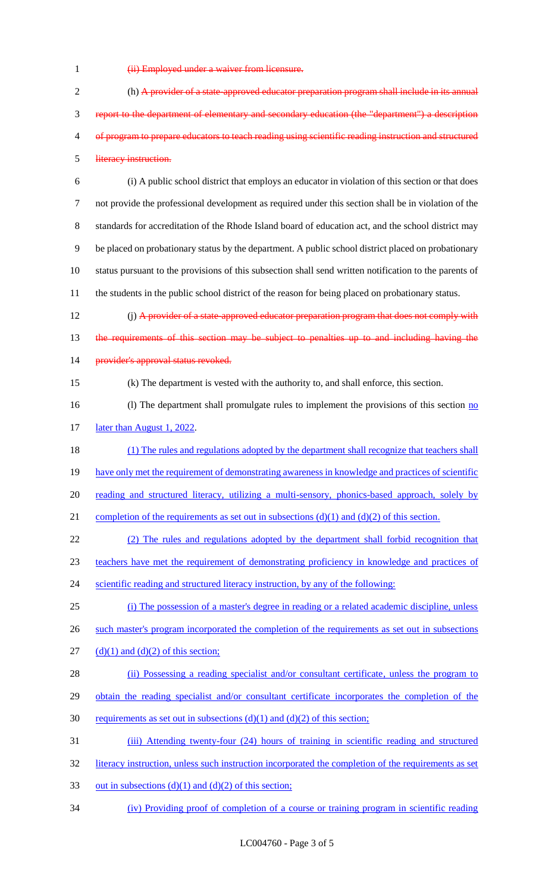(ii) Employed under a waiver from licensure.

(h) A provider of a state-approved educator preparation program shall include in its annual report to the department of elementary and secondary education (the "department") a description of program to prepare educators to teach reading using scientific reading instruction and structured literacy instruction.

(i) A public school district that employs an educator in violation of this section or that does not provide the professional development as required under this section shall be in violation of the standards for accreditation of the Rhode Island board of education act, and the school district may be placed on probationary status by the department. A public school district placed on probationary status pursuant to the provisions of this subsection shall send written notification to the parents of the students in the public school district of the reason for being placed on probationary status.

(j) A provider of a state-approved educator preparation program that does not comply with the requirements of this section may be subject to penalties up to and including having the provider's approval status revoked.

(k) The department is vested with the authority to, and shall enforce, this section.

(l) The department shall promulgate rules to implement the provisions of this section no later than August 1, 2022.

(1) The rules and regulations adopted by the department shall recognize that teachers shall have only met the requirement of demonstrating awareness in knowledge and practices of scientific reading and structured literacy, utilizing a multi-sensory, phonics-based approach, solely by completion of the requirements as set out in subsections (d)(1) and (d)(2) of this section.

(2) The rules and regulations adopted by the department shall forbid recognition that teachers have met the requirement of demonstrating proficiency in knowledge and practices of scientific reading and structured literacy instruction, by any of the following:

(i) The possession of a master's degree in reading or a related academic discipline, unless such master's program incorporated the completion of the requirements as set out in subsections (d)(1) and (d)(2) of this section;

(ii) Possessing a reading specialist and/or consultant certificate, unless the program to obtain the reading specialist and/or consultant certificate incorporates the completion of the requirements as set out in subsections (d)(1) and (d)(2) of this section;

(iii) Attending twenty-four (24) hours of training in scientific reading and structured literacy instruction, unless such instruction incorporated the completion of the requirements as set out in subsections (d)(1) and (d)(2) of this section;

(iv) Providing proof of completion of a course or training program in scientific reading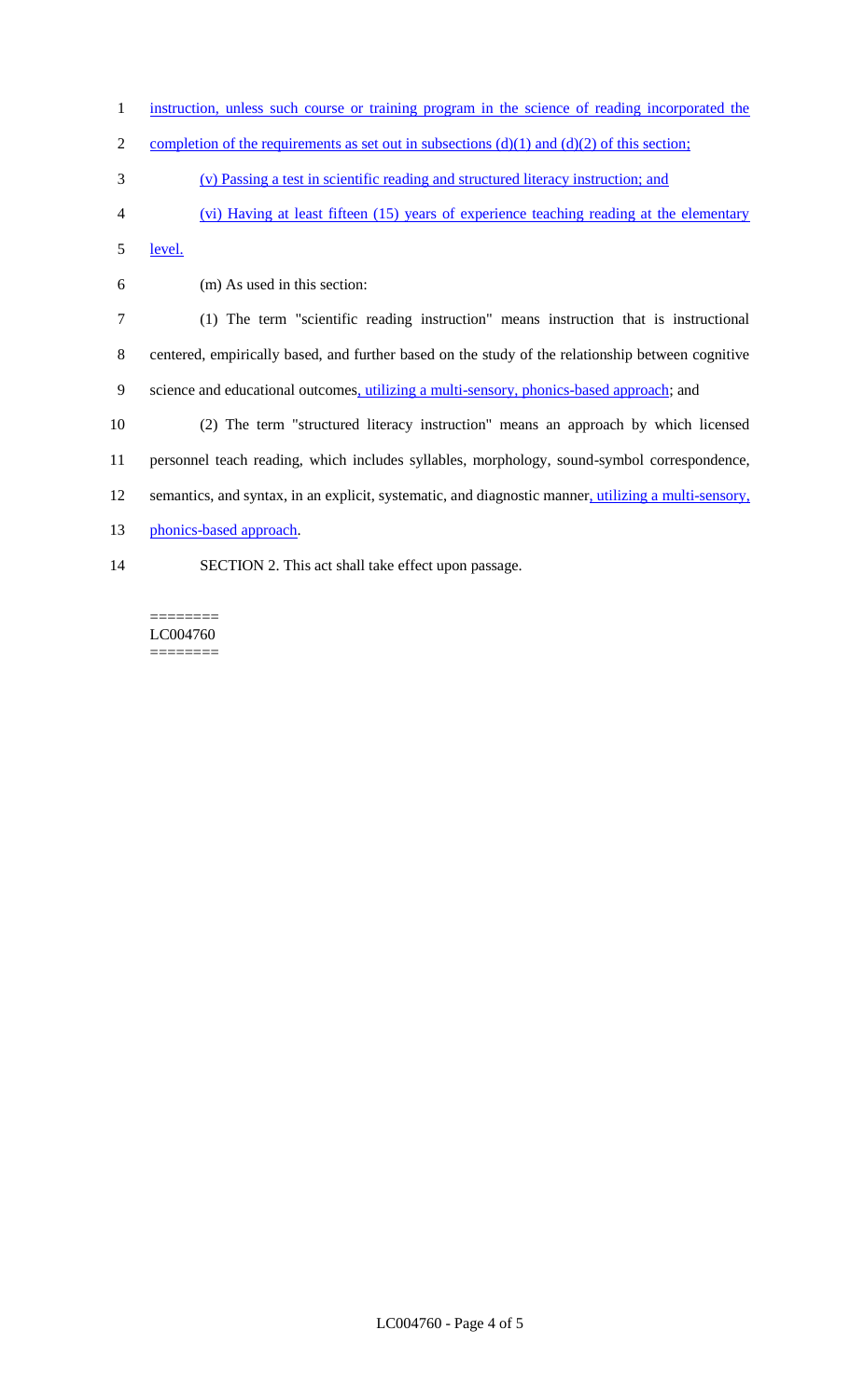instruction, unless such course or training program in the science of reading incorporated the completion of the requirements as set out in subsections (d)(1) and (d)(2) of this section;

(v) Passing a test in scientific reading and structured literacy instruction; and

(vi) Having at least fifteen (15) years of experience teaching reading at the elementary level.

(m) As used in this section:

(1) The term "scientific reading instruction" means instruction that is instructional centered, empirically based, and further based on the study of the relationship between cognitive science and educational outcomes, utilizing a multi-sensory, phonics-based approach; and

(2) The term "structured literacy instruction" means an approach by which licensed personnel teach reading, which includes syllables, morphology, sound-symbol correspondence, semantics, and syntax, in an explicit, systematic, and diagnostic manner, utilizing a multi-sensory, phonics-based approach.

SECTION 2. This act shall take effect upon passage.

========
LC004760
========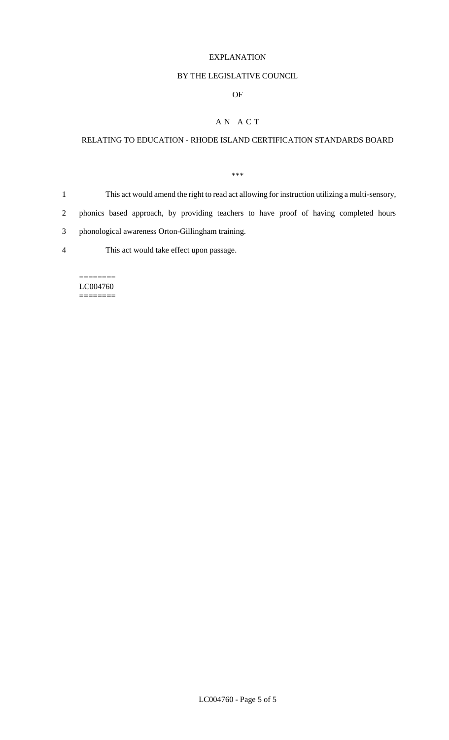EXPLANATION

BY THE LEGISLATIVE COUNCIL

OF

A N A C T

RELATING TO EDUCATION - RHODE ISLAND CERTIFICATION STANDARDS BOARD

\*\*\*

This act would amend the right to read act allowing for instruction utilizing a multi-sensory, phonics based approach, by providing teachers to have proof of having completed hours phonological awareness Orton-Gillingham training.

This act would take effect upon passage.

========
LC004760
========